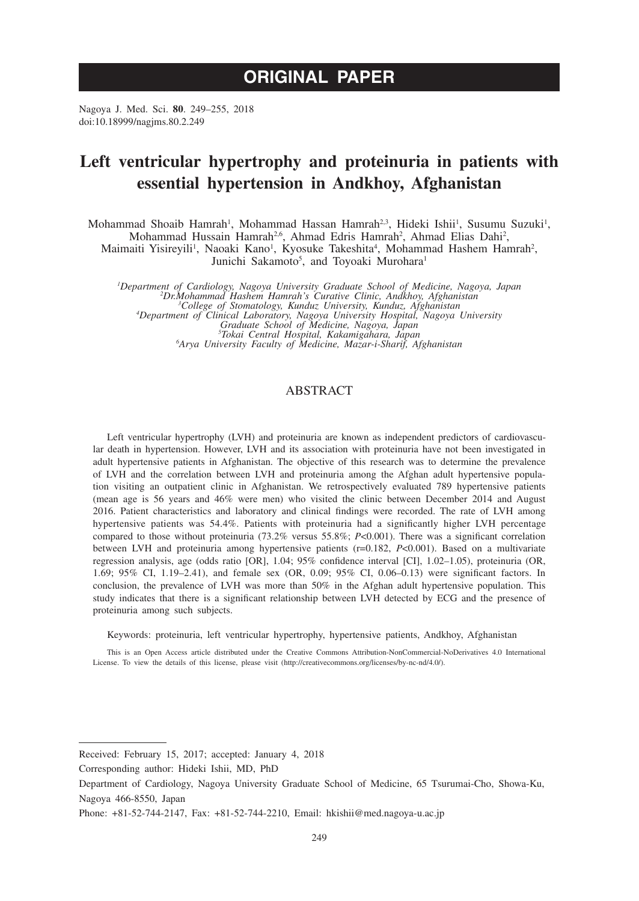# ORIGINAL PAPER

Nagoya J. Med. Sci. **80**. 249–255, 2018
doi:10.18999/nagjms.80.2.249

# Left ventricular hypertrophy and proteinuria in patients with essential hypertension in Andkhoy, Afghanistan

Mohammad Shoaib Hamrah[1], Mohammad Hassan Hamrah[2,3], Hideki Ishii[1], Susumu Suzuki[1], Mohammad Hussain Hamrah[2,6], Ahmad Edris Hamrah[2], Ahmad Elias Dahi[2], Maimaiti Yisireyili[1], Naoaki Kano[1], Kyosuke Takeshita[4], Mohammad Hashem Hamrah[2], Junichi Sakamoto[5], and Toyoaki Murohara[1]

*[1]Department of Cardiology, Nagoya University Graduate School of Medicine, Nagoya, Japan*
*[2]Dr.Mohammad Hashem Hamrah's Curative Clinic, Andkhoy, Afghanistan*
*[3]College of Stomatology, Kunduz University, Kunduz, Afghanistan*
*[4]Department of Clinical Laboratory, Nagoya University Hospital, Nagoya University Graduate School of Medicine, Nagoya, Japan*
*[5]Tokai Central Hospital, Kakamigahara, Japan*
*[6]Arya University Faculty of Medicine, Mazar-i-Sharif, Afghanistan*

## ABSTRACT

Left ventricular hypertrophy (LVH) and proteinuria are known as independent predictors of cardiovascular death in hypertension. However, LVH and its association with proteinuria have not been investigated in adult hypertensive patients in Afghanistan. The objective of this research was to determine the prevalence of LVH and the correlation between LVH and proteinuria among the Afghan adult hypertensive population visiting an outpatient clinic in Afghanistan. We retrospectively evaluated 789 hypertensive patients (mean age is 56 years and 46% were men) who visited the clinic between December 2014 and August 2016. Patient characteristics and laboratory and clinical findings were recorded. The rate of LVH among hypertensive patients was 54.4%. Patients with proteinuria had a significantly higher LVH percentage compared to those without proteinuria (73.2% versus 55.8%; $P<0.001$). There was a significant correlation between LVH and proteinuria among hypertensive patients ($r=0.182$, $P<0.001$). Based on a multivariate regression analysis, age (odds ratio [OR], 1.04; 95% confidence interval [CI], 1.02–1.05), proteinuria (OR, 1.69; 95% CI, 1.19–2.41), and female sex (OR, 0.09; 95% CI, 0.06–0.13) were significant factors. In conclusion, the prevalence of LVH was more than 50% in the Afghan adult hypertensive population. This study indicates that there is a significant relationship between LVH detected by ECG and the presence of proteinuria among such subjects.

Keywords: proteinuria, left ventricular hypertrophy, hypertensive patients, Andkhoy, Afghanistan

This is an Open Access article distributed under the Creative Commons Attribution-NonCommercial-NoDerivatives 4.0 International License. To view the details of this license, please visit (http://creativecommons.org/licenses/by-nc-nd/4.0/).

---

Received: February 15, 2017; accepted: January 4, 2018

Corresponding author: Hideki Ishii, MD, PhD

Department of Cardiology, Nagoya University Graduate School of Medicine, 65 Tsurumai-Cho, Showa-Ku, Nagoya 466-8550, Japan

Phone: +81-52-744-2147, Fax: +81-52-744-2210, Email: hkishii@med.nagoya-u.ac.jp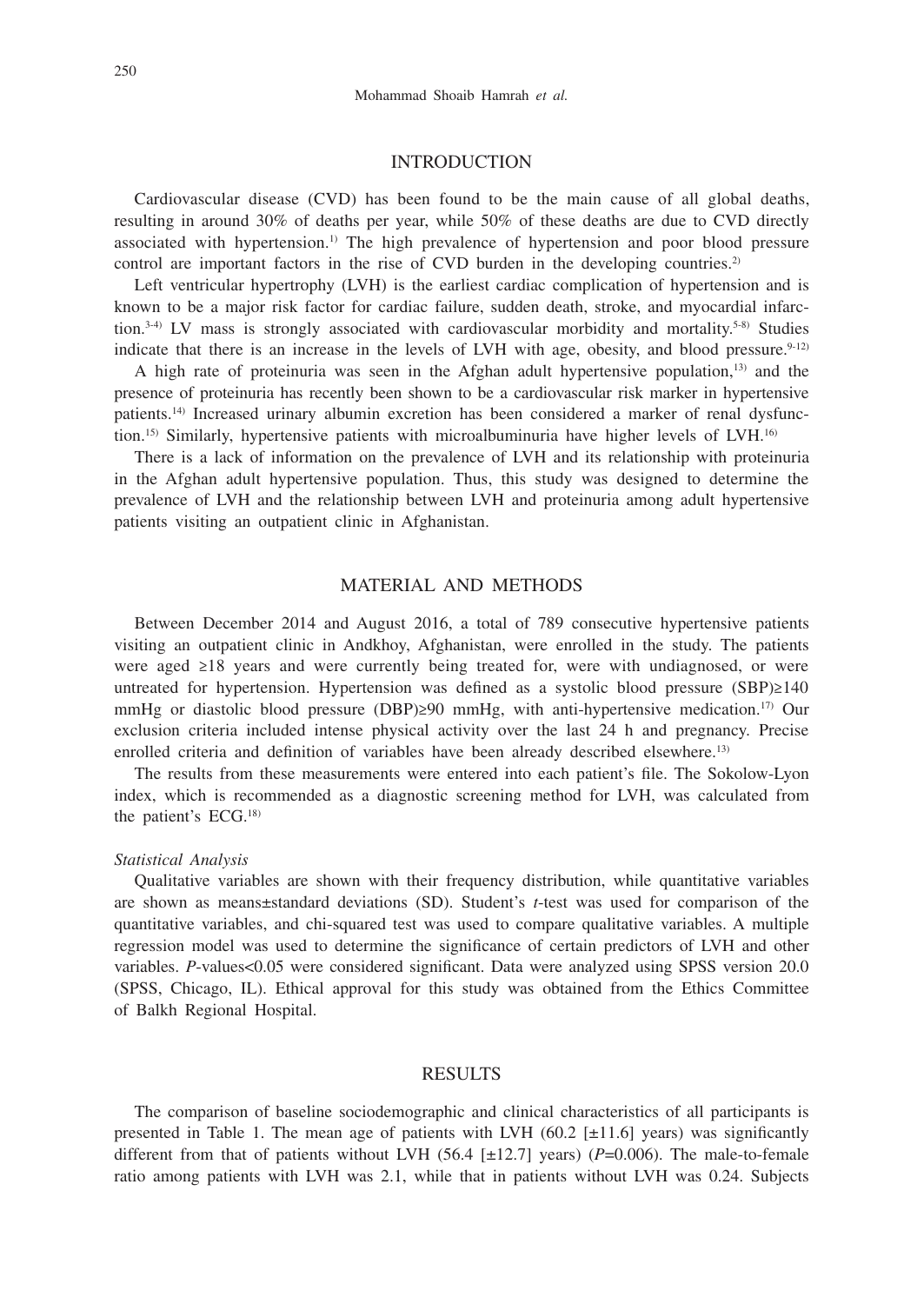## INTRODUCTION

Cardiovascular disease (CVD) has been found to be the main cause of all global deaths, resulting in around 30% of deaths per year, while 50% of these deaths are due to CVD directly associated with hypertension.[1] The high prevalence of hypertension and poor blood pressure control are important factors in the rise of CVD burden in the developing countries.[2]

Left ventricular hypertrophy (LVH) is the earliest cardiac complication of hypertension and is known to be a major risk factor for cardiac failure, sudden death, stroke, and myocardial infarction.[3-4] LV mass is strongly associated with cardiovascular morbidity and mortality.[5-8] Studies indicate that there is an increase in the levels of LVH with age, obesity, and blood pressure.[9-12]

A high rate of proteinuria was seen in the Afghan adult hypertensive population,[13] and the presence of proteinuria has recently been shown to be a cardiovascular risk marker in hypertensive patients.[14] Increased urinary albumin excretion has been considered a marker of renal dysfunction.[15] Similarly, hypertensive patients with microalbuminuria have higher levels of LVH.[16]

There is a lack of information on the prevalence of LVH and its relationship with proteinuria in the Afghan adult hypertensive population. Thus, this study was designed to determine the prevalence of LVH and the relationship between LVH and proteinuria among adult hypertensive patients visiting an outpatient clinic in Afghanistan.

## MATERIAL AND METHODS

Between December 2014 and August 2016, a total of 789 consecutive hypertensive patients visiting an outpatient clinic in Andkhoy, Afghanistan, were enrolled in the study. The patients were aged ≥18 years and were currently being treated for, were with undiagnosed, or were untreated for hypertension. Hypertension was defined as a systolic blood pressure (SBP)≥140 mmHg or diastolic blood pressure (DBP)≥90 mmHg, with anti-hypertensive medication.[17] Our exclusion criteria included intense physical activity over the last 24 h and pregnancy. Precise enrolled criteria and definition of variables have been already described elsewhere.[13]

The results from these measurements were entered into each patient's file. The Sokolow-Lyon index, which is recommended as a diagnostic screening method for LVH, was calculated from the patient's ECG.[18]

### *Statistical Analysis*

Qualitative variables are shown with their frequency distribution, while quantitative variables are shown as means±standard deviations (SD). Student's *t*-test was used for comparison of the quantitative variables, and chi-squared test was used to compare qualitative variables. A multiple regression model was used to determine the significance of certain predictors of LVH and other variables. *P*-values<0.05 were considered significant. Data were analyzed using SPSS version 20.0 (SPSS, Chicago, IL). Ethical approval for this study was obtained from the Ethics Committee of Balkh Regional Hospital.

## RESULTS

The comparison of baseline sociodemographic and clinical characteristics of all participants is presented in Table 1. The mean age of patients with LVH (60.2 [±11.6] years) was significantly different from that of patients without LVH (56.4 [±12.7] years) (*P*=0.006). The male-to-female ratio among patients with LVH was 2.1, while that in patients without LVH was 0.24. Subjects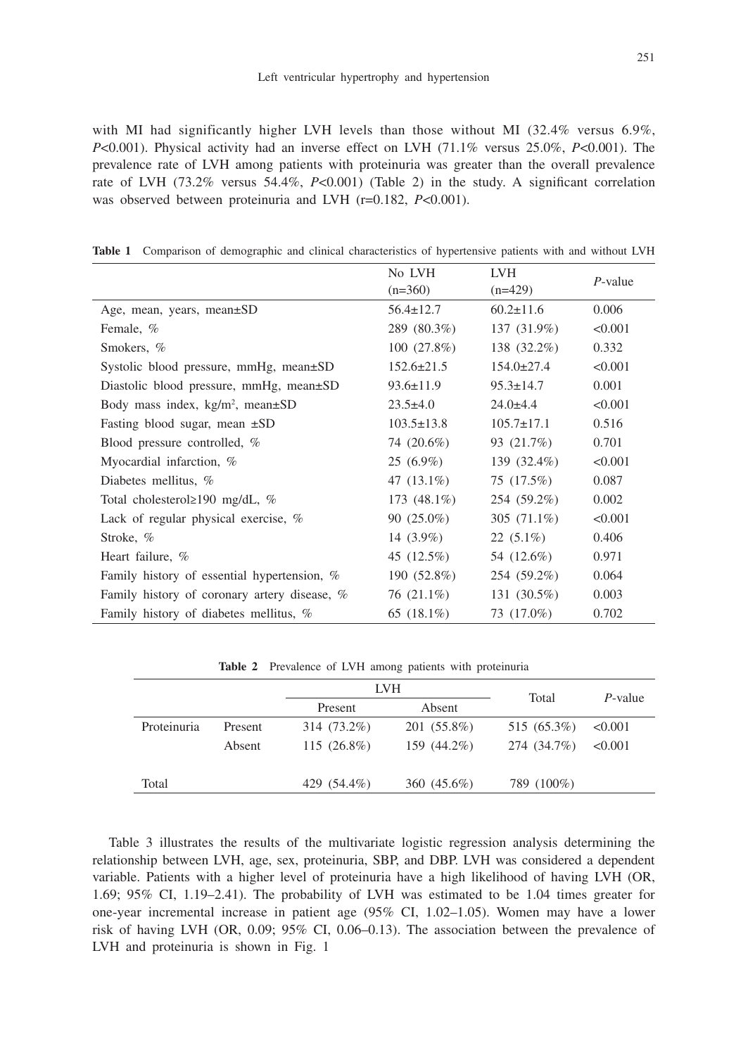with MI had significantly higher LVH levels than those without MI (32.4% versus 6.9%, $P$<0.001). Physical activity had an inverse effect on LVH (71.1% versus 25.0%, $P$<0.001). The prevalence rate of LVH among patients with proteinuria was greater than the overall prevalence rate of LVH (73.2% versus 54.4%, $P$<0.001) (Table 2) in the study. A significant correlation was observed between proteinuria and LVH (r=0.182, $P$<0.001).

**Table 1** Comparison of demographic and clinical characteristics of hypertensive patients with and without LVH

| | No LVH (n=360) | LVH (n=429) | $P$-value |
|---|---|---|---|
| Age, mean, years, mean±SD | 56.4±12.7 | 60.2±11.6 | 0.006 |
| Female, % | 289 (80.3%) | 137 (31.9%) | <0.001 |
| Smokers, % | 100 (27.8%) | 138 (32.2%) | 0.332 |
| Systolic blood pressure, mmHg, mean±SD | 152.6±21.5 | 154.0±27.4 | <0.001 |
| Diastolic blood pressure, mmHg, mean±SD | 93.6±11.9 | 95.3±14.7 | 0.001 |
| Body mass index, kg/m², mean±SD | 23.5±4.0 | 24.0±4.4 | <0.001 |
| Fasting blood sugar, mean ±SD | 103.5±13.8 | 105.7±17.1 | 0.516 |
| Blood pressure controlled, % | 74 (20.6%) | 93 (21.7%) | 0.701 |
| Myocardial infarction, % | 25 (6.9%) | 139 (32.4%) | <0.001 |
| Diabetes mellitus, % | 47 (13.1%) | 75 (17.5%) | 0.087 |
| Total cholesterol≥190 mg/dL, % | 173 (48.1%) | 254 (59.2%) | 0.002 |
| Lack of regular physical exercise, % | 90 (25.0%) | 305 (71.1%) | <0.001 |
| Stroke, % | 14 (3.9%) | 22 (5.1%) | 0.406 |
| Heart failure, % | 45 (12.5%) | 54 (12.6%) | 0.971 |
| Family history of essential hypertension, % | 190 (52.8%) | 254 (59.2%) | 0.064 |
| Family history of coronary artery disease, % | 76 (21.1%) | 131 (30.5%) | 0.003 |
| Family history of diabetes mellitus, % | 65 (18.1%) | 73 (17.0%) | 0.702 |

**Table 2** Prevalence of LVH among patients with proteinuria

| | | LVH | | Total | $P$-value |
|---|---|---|---|---|---|
| | | Present | Absent | | |
| Proteinuria | Present | 314 (73.2%) | 201 (55.8%) | 515 (65.3%) | <0.001 |
| | Absent | 115 (26.8%) | 159 (44.2%) | 274 (34.7%) | <0.001 |
| Total | | 429 (54.4%) | 360 (45.6%) | 789 (100%) | |

Table 3 illustrates the results of the multivariate logistic regression analysis determining the relationship between LVH, age, sex, proteinuria, SBP, and DBP. LVH was considered a dependent variable. Patients with a higher level of proteinuria have a high likelihood of having LVH (OR, 1.69; 95% CI, 1.19–2.41). The probability of LVH was estimated to be 1.04 times greater for one-year incremental increase in patient age (95% CI, 1.02–1.05). Women may have a lower risk of having LVH (OR, 0.09; 95% CI, 0.06–0.13). The association between the prevalence of LVH and proteinuria is shown in Fig. 1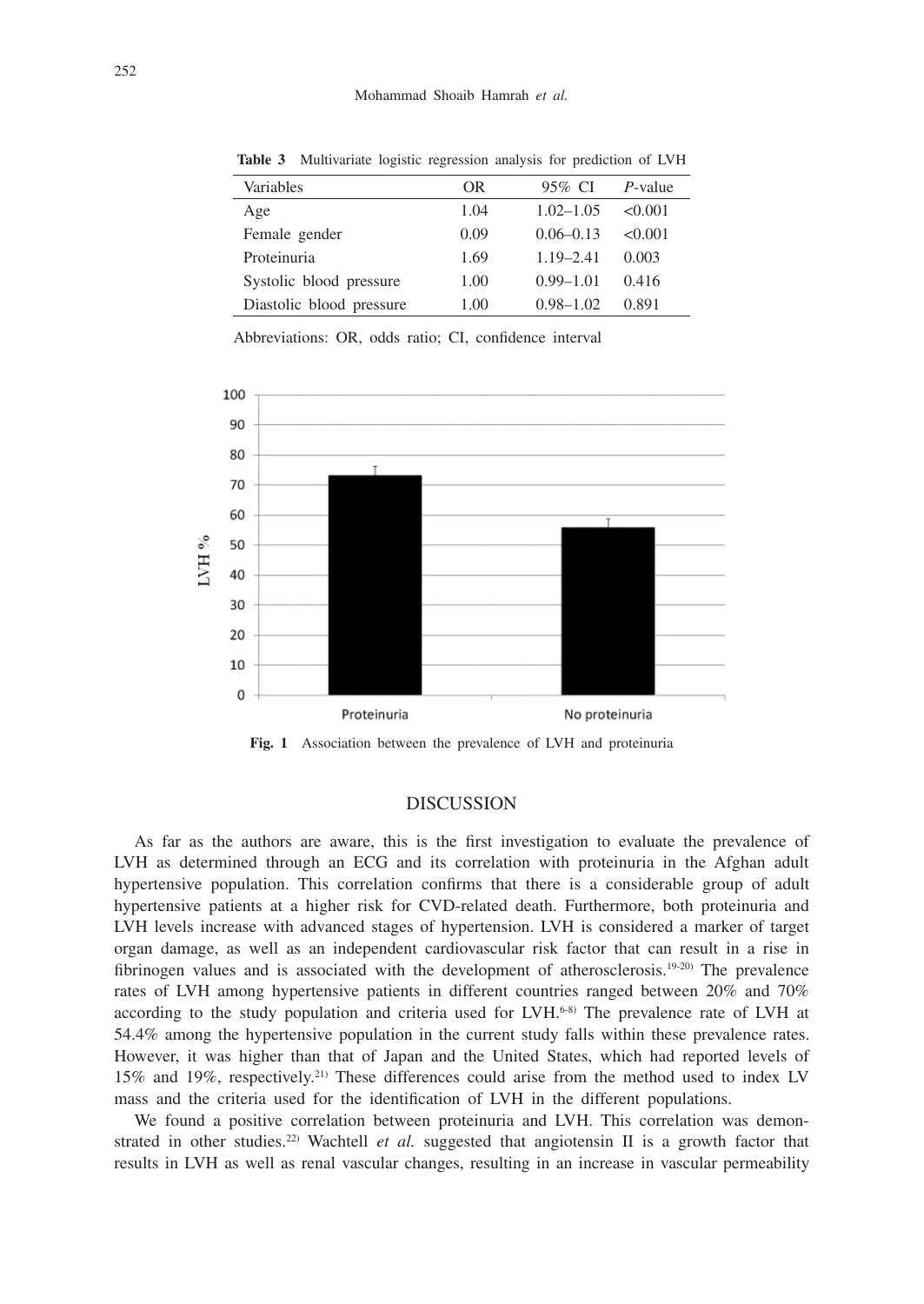**Table 3** Multivariate logistic regression analysis for prediction of LVH

| Variables | OR | 95% CI | *P*-value |
|---|---|---|---|
| Age | 1.04 | 1.02–1.05 | <0.001 |
| Female gender | 0.09 | 0.06–0.13 | <0.001 |
| Proteinuria | 1.69 | 1.19–2.41 | 0.003 |
| Systolic blood pressure | 1.00 | 0.99–1.01 | 0.416 |
| Diastolic blood pressure | 1.00 | 0.98–1.02 | 0.891 |

Abbreviations: OR, odds ratio; CI, confidence interval

**Fig. 1** Association between the prevalence of LVH and proteinuria

## DISCUSSION

As far as the authors are aware, this is the first investigation to evaluate the prevalence of LVH as determined through an ECG and its correlation with proteinuria in the Afghan adult hypertensive population. This correlation confirms that there is a considerable group of adult hypertensive patients at a higher risk for CVD-related death. Furthermore, both proteinuria and LVH levels increase with advanced stages of hypertension. LVH is considered a marker of target organ damage, as well as an independent cardiovascular risk factor that can result in a rise in fibrinogen values and is associated with the development of atherosclerosis.[19-20] The prevalence rates of LVH among hypertensive patients in different countries ranged between 20% and 70% according to the study population and criteria used for LVH.[6-8] The prevalence rate of LVH at 54.4% among the hypertensive population in the current study falls within these prevalence rates. However, it was higher than that of Japan and the United States, which had reported levels of 15% and 19%, respectively.[21] These differences could arise from the method used to index LV mass and the criteria used for the identification of LVH in the different populations.

We found a positive correlation between proteinuria and LVH. This correlation was demonstrated in other studies.[22] Wachtell *et al.* suggested that angiotensin II is a growth factor that results in LVH as well as renal vascular changes, resulting in an increase in vascular permeability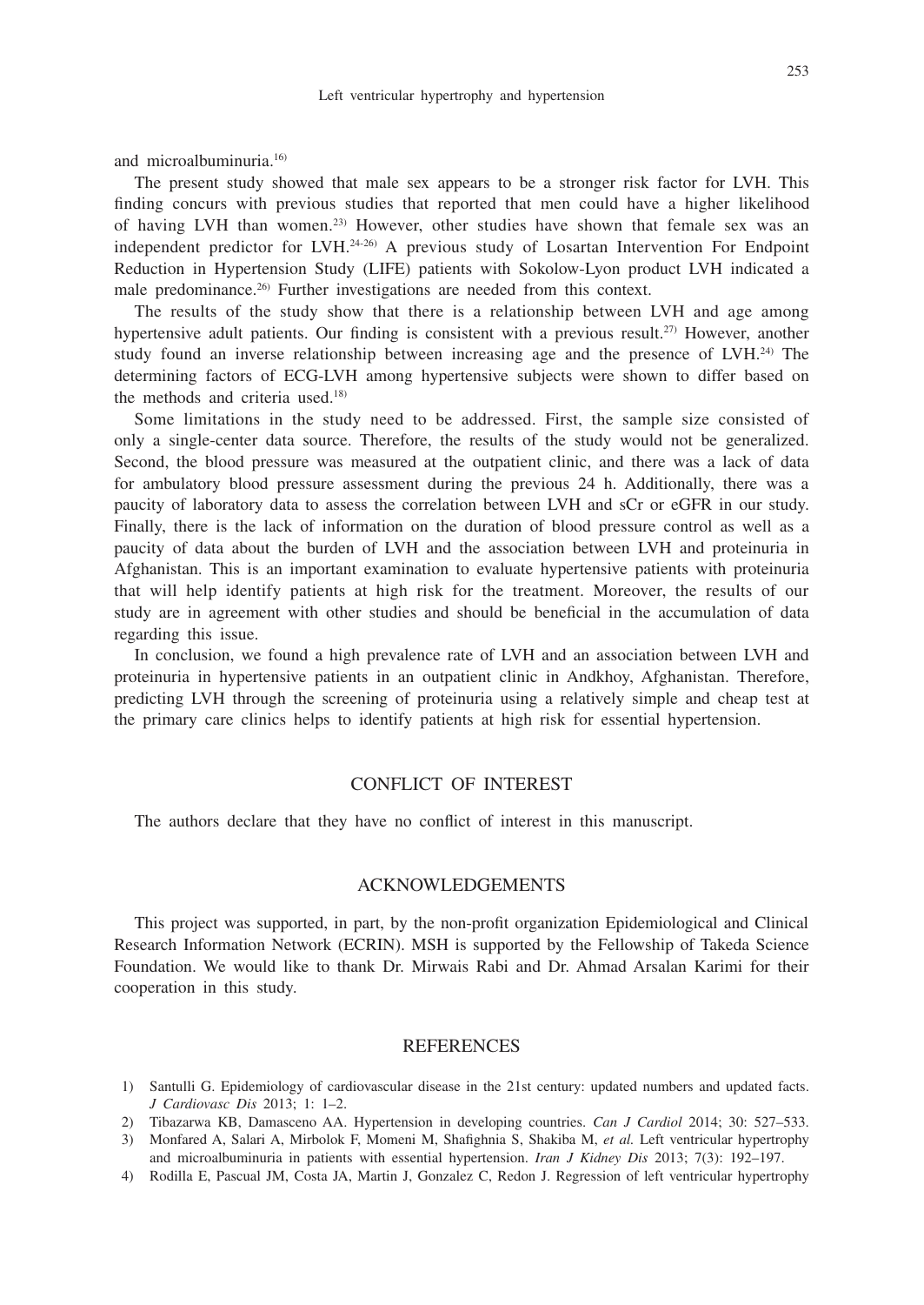and microalbuminuria.[16]

The present study showed that male sex appears to be a stronger risk factor for LVH. This finding concurs with previous studies that reported that men could have a higher likelihood of having LVH than women.[23] However, other studies have shown that female sex was an independent predictor for LVH.[24-26] A previous study of Losartan Intervention For Endpoint Reduction in Hypertension Study (LIFE) patients with Sokolow-Lyon product LVH indicated a male predominance.[26] Further investigations are needed from this context.

The results of the study show that there is a relationship between LVH and age among hypertensive adult patients. Our finding is consistent with a previous result.[27] However, another study found an inverse relationship between increasing age and the presence of LVH.[24] The determining factors of ECG-LVH among hypertensive subjects were shown to differ based on the methods and criteria used.[18]

Some limitations in the study need to be addressed. First, the sample size consisted of only a single-center data source. Therefore, the results of the study would not be generalized. Second, the blood pressure was measured at the outpatient clinic, and there was a lack of data for ambulatory blood pressure assessment during the previous 24 h. Additionally, there was a paucity of laboratory data to assess the correlation between LVH and sCr or eGFR in our study. Finally, there is the lack of information on the duration of blood pressure control as well as a paucity of data about the burden of LVH and the association between LVH and proteinuria in Afghanistan. This is an important examination to evaluate hypertensive patients with proteinuria that will help identify patients at high risk for the treatment. Moreover, the results of our study are in agreement with other studies and should be beneficial in the accumulation of data regarding this issue.

In conclusion, we found a high prevalence rate of LVH and an association between LVH and proteinuria in hypertensive patients in an outpatient clinic in Andkhoy, Afghanistan. Therefore, predicting LVH through the screening of proteinuria using a relatively simple and cheap test at the primary care clinics helps to identify patients at high risk for essential hypertension.

## CONFLICT OF INTEREST

The authors declare that they have no conflict of interest in this manuscript.

## ACKNOWLEDGEMENTS

This project was supported, in part, by the non-profit organization Epidemiological and Clinical Research Information Network (ECRIN). MSH is supported by the Fellowship of Takeda Science Foundation. We would like to thank Dr. Mirwais Rabi and Dr. Ahmad Arsalan Karimi for their cooperation in this study.

## REFERENCES

1) Santulli G. Epidemiology of cardiovascular disease in the 21st century: updated numbers and updated facts. *J Cardiovasc Dis* 2013; 1: 1–2.
2) Tibazarwa KB, Damasceno AA. Hypertension in developing countries. *Can J Cardiol* 2014; 30: 527–533.
3) Monfared A, Salari A, Mirbolok F, Momeni M, Shafighnia S, Shakiba M, *et al.* Left ventricular hypertrophy and microalbuminuria in patients with essential hypertension. *Iran J Kidney Dis* 2013; 7(3): 192–197.
4) Rodilla E, Pascual JM, Costa JA, Martin J, Gonzalez C, Redon J. Regression of left ventricular hypertrophy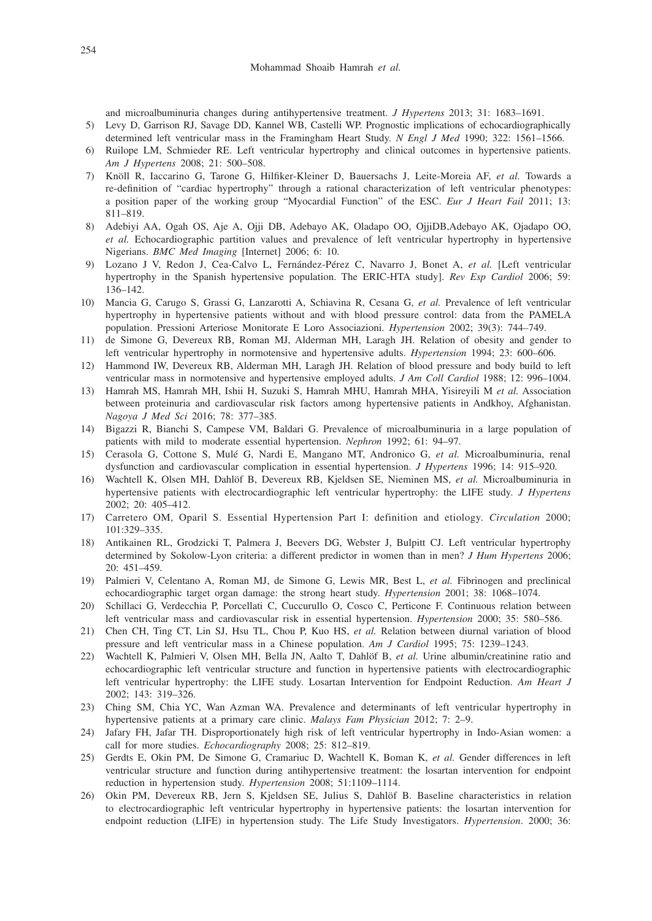and microalbuminuria changes during antihypertensive treatment. *J Hypertens* 2013; 31: 1683–1691.

5) Levy D, Garrison RJ, Savage DD, Kannel WB, Castelli WP. Prognostic implications of echocardiographically determined left ventricular mass in the Framingham Heart Study. *N Engl J Med* 1990; 322: 1561–1566.
6) Ruilope LM, Schmieder RE. Left ventricular hypertrophy and clinical outcomes in hypertensive patients. *Am J Hypertens* 2008; 21: 500–508.
7) Knöll R, Iaccarino G, Tarone G, Hilfiker-Kleiner D, Bauersachs J, Leite-Moreia AF, *et al.* Towards a re-definition of "cardiac hypertrophy" through a rational characterization of left ventricular phenotypes: a position paper of the working group "Myocardial Function" of the ESC. *Eur J Heart Fail* 2011; 13: 811–819.
8) Adebiyi AA, Ogah OS, Aje A, Ojji DB, Adebayo AK, Oladapo OO, OjjiDB,Adebayo AK, Ojadapo OO, *et al.* Echocardiographic partition values and prevalence of left ventricular hypertrophy in hypertensive Nigerians. *BMC Med Imaging* [Internet] 2006; 6: 10.
9) Lozano J V, Redon J, Cea-Calvo L, Fernández-Pérez C, Navarro J, Bonet A, *et al.* [Left ventricular hypertrophy in the Spanish hypertensive population. The ERIC-HTA study]. *Rev Esp Cardiol* 2006; 59: 136–142.
10) Mancia G, Carugo S, Grassi G, Lanzarotti A, Schiavina R, Cesana G, *et al.* Prevalence of left ventricular hypertrophy in hypertensive patients without and with blood pressure control: data from the PAMELA population. Pressioni Arteriose Monitorate E Loro Associazioni. *Hypertension* 2002; 39(3): 744–749.
11) de Simone G, Devereux RB, Roman MJ, Alderman MH, Laragh JH. Relation of obesity and gender to left ventricular hypertrophy in normotensive and hypertensive adults. *Hypertension* 1994; 23: 600–606.
12) Hammond IW, Devereux RB, Alderman MH, Laragh JH. Relation of blood pressure and body build to left ventricular mass in normotensive and hypertensive employed adults. *J Am Coll Cardiol* 1988; 12: 996–1004.
13) Hamrah MS, Hamrah MH, Ishii H, Suzuki S, Hamrah MHU, Hamrah MHA, Yisireyili M *et al.* Association between proteinuria and cardiovascular risk factors among hypertensive patients in Andkhoy, Afghanistan. *Nagoya J Med Sci* 2016; 78: 377–385.
14) Bigazzi R, Bianchi S, Campese VM, Baldari G. Prevalence of microalbuminuria in a large population of patients with mild to moderate essential hypertension. *Nephron* 1992; 61: 94–97.
15) Cerasola G, Cottone S, Mulé G, Nardi E, Mangano MT, Andronico G, *et al.* Microalbuminuria, renal dysfunction and cardiovascular complication in essential hypertension. *J Hypertens* 1996; 14: 915–920.
16) Wachtell K, Olsen MH, Dahlöf B, Devereux RB, Kjeldsen SE, Nieminen MS, *et al.* Microalbuminuria in hypertensive patients with electrocardiographic left ventricular hypertrophy: the LIFE study. *J Hypertens* 2002; 20: 405–412.
17) Carretero OM, Oparil S. Essential Hypertension Part I: definition and etiology. *Circulation* 2000; 101:329–335.
18) Antikainen RL, Grodzicki T, Palmera J, Beevers DG, Webster J, Bulpitt CJ. Left ventricular hypertrophy determined by Sokolow-Lyon criteria: a different predictor in women than in men? *J Hum Hypertens* 2006; 20: 451–459.
19) Palmieri V, Celentano A, Roman MJ, de Simone G, Lewis MR, Best L, *et al.* Fibrinogen and preclinical echocardiographic target organ damage: the strong heart study. *Hypertension* 2001; 38: 1068–1074.
20) Schillaci G, Verdecchia P, Porcellati C, Cuccurullo O, Cosco C, Perticone F. Continuous relation between left ventricular mass and cardiovascular risk in essential hypertension. *Hypertension* 2000; 35: 580–586.
21) Chen CH, Ting CT, Lin SJ, Hsu TL, Chou P, Kuo HS, *et al.* Relation between diurnal variation of blood pressure and left ventricular mass in a Chinese population. *Am J Cardiol* 1995; 75: 1239–1243.
22) Wachtell K, Palmieri V, Olsen MH, Bella JN, Aalto T, Dahlöf B, *et al.* Urine albumin/creatinine ratio and echocardiographic left ventricular structure and function in hypertensive patients with electrocardiographic left ventricular hypertrophy: the LIFE study. Losartan Intervention for Endpoint Reduction. *Am Heart J* 2002; 143: 319–326.
23) Ching SM, Chia YC, Wan Azman WA. Prevalence and determinants of left ventricular hypertrophy in hypertensive patients at a primary care clinic. *Malays Fam Physician* 2012; 7: 2–9.
24) Jafary FH, Jafar TH. Disproportionately high risk of left ventricular hypertrophy in Indo-Asian women: a call for more studies. *Echocardiography* 2008; 25: 812–819.
25) Gerdts E, Okin PM, De Simone G, Cramariuc D, Wachtell K, Boman K, *et al.* Gender differences in left ventricular structure and function during antihypertensive treatment: the losartan intervention for endpoint reduction in hypertension study. *Hypertension* 2008; 51:1109–1114.
26) Okin PM, Devereux RB, Jern S, Kjeldsen SE, Julius S, Dahlöf B. Baseline characteristics in relation to electrocardiographic left ventricular hypertrophy in hypertensive patients: the losartan intervention for endpoint reduction (LIFE) in hypertension study. The Life Study Investigators. *Hypertension*. 2000; 36: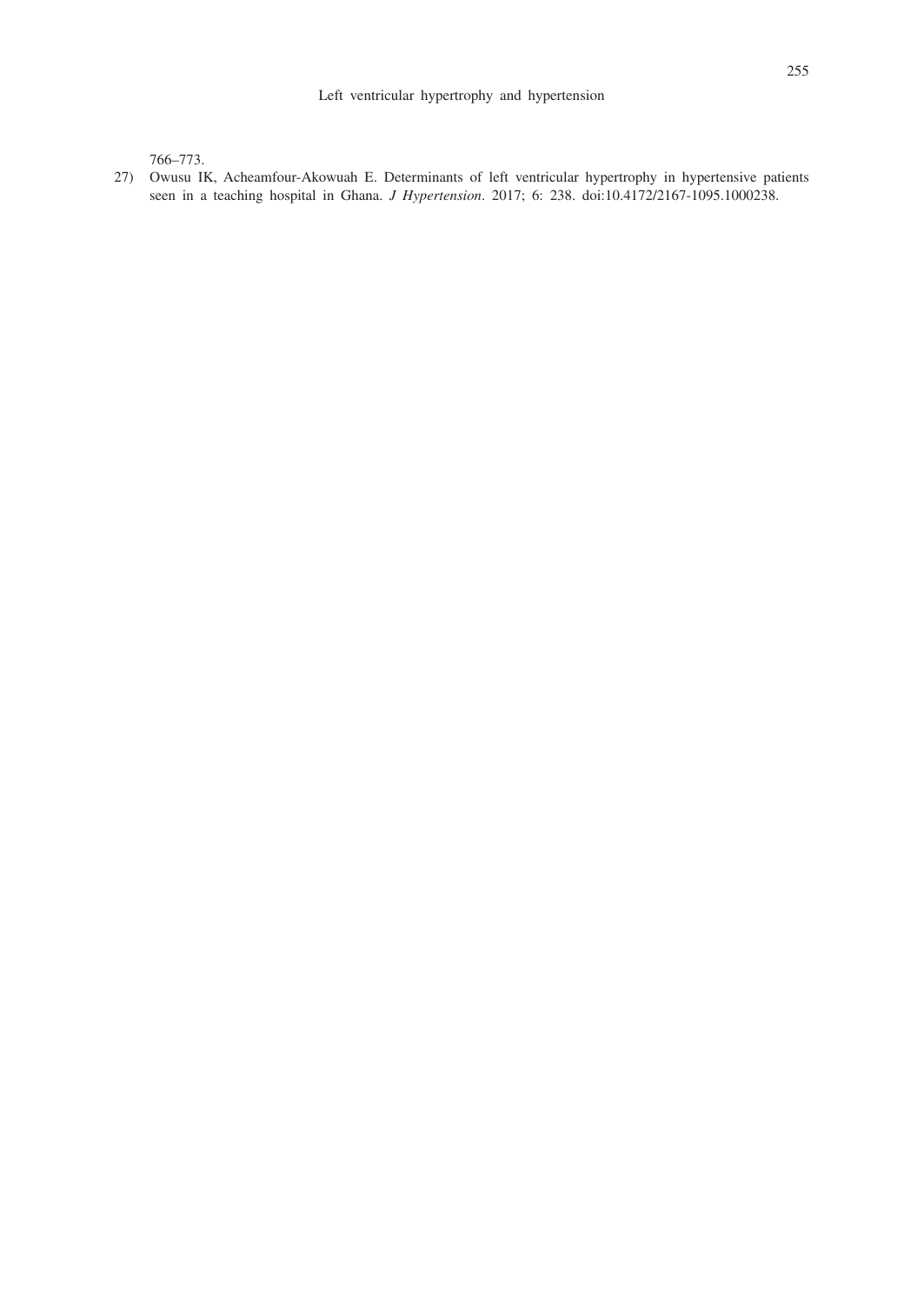766–773.

27) Owusu IK, Acheamfour-Akowuah E. Determinants of left ventricular hypertrophy in hypertensive patients seen in a teaching hospital in Ghana. *J Hypertension*. 2017; 6: 238. doi:10.4172/2167-1095.1000238.